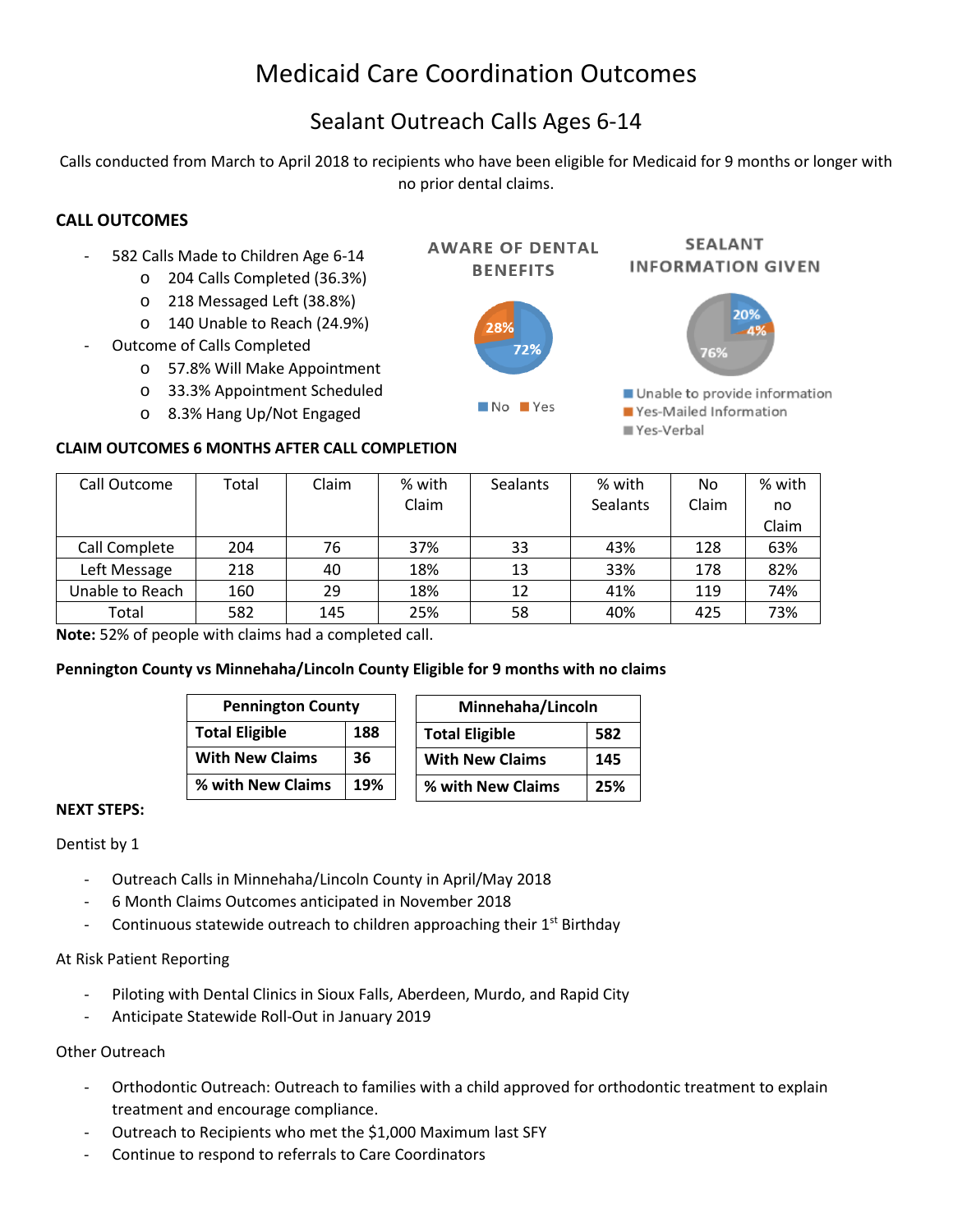# Medicaid Care Coordination Outcomes

## Sealant Outreach Calls Ages 6-14

Calls conducted from March to April 2018 to recipients who have been eligible for Medicaid for 9 months or longer with no prior dental claims.

### CALL OUTCOMES

- 582 Calls Made to Children Age 6-14
  - 204 Calls Completed (36.3%)
  - 218 Messaged Left (38.8%)
  - 140 Unable to Reach (24.9%)
- Outcome of Calls Completed
  - 57.8% Will Make Appointment
  - 33.3% Appointment Scheduled
  - 8.3% Hang Up/Not Engaged

**AWARE OF DENTAL BENEFITS**

- No: 72%
- Yes: 28%

**SEALANT INFORMATION GIVEN**

- Unable to provide information: 20%
- Yes-Mailed Information: 4%
- Yes-Verbal: 76%

### CLAIM OUTCOMES 6 MONTHS AFTER CALL COMPLETION

| Call Outcome | Total | Claim | % with Claim | Sealants | % with Sealants | No Claim | % with no Claim |
|---|---|---|---|---|---|---|---|
| Call Complete | 204 | 76 | 37% | 33 | 43% | 128 | 63% |
| Left Message | 218 | 40 | 18% | 13 | 33% | 178 | 82% |
| Unable to Reach | 160 | 29 | 18% | 12 | 41% | 119 | 74% |
| Total | 582 | 145 | 25% | 58 | 40% | 425 | 73% |

**Note:** 52% of people with claims had a completed call.

**Pennington County vs Minnehaha/Lincoln County Eligible for 9 months with no claims**

| Pennington County | |
|---|---|
| **Total Eligible** | **188** |
| **With New Claims** | **36** |
| **% with New Claims** | **19%** |

| Minnehaha/Lincoln | |
|---|---|
| **Total Eligible** | **582** |
| **With New Claims** | **145** |
| **% with New Claims** | **25%** |

### NEXT STEPS:

Dentist by 1

- Outreach Calls in Minnehaha/Lincoln County in April/May 2018
- 6 Month Claims Outcomes anticipated in November 2018
- Continuous statewide outreach to children approaching their 1st Birthday

At Risk Patient Reporting

- Piloting with Dental Clinics in Sioux Falls, Aberdeen, Murdo, and Rapid City
- Anticipate Statewide Roll-Out in January 2019

Other Outreach

- Orthodontic Outreach: Outreach to families with a child approved for orthodontic treatment to explain treatment and encourage compliance.
- Outreach to Recipients who met the $1,000 Maximum last SFY
- Continue to respond to referrals to Care Coordinators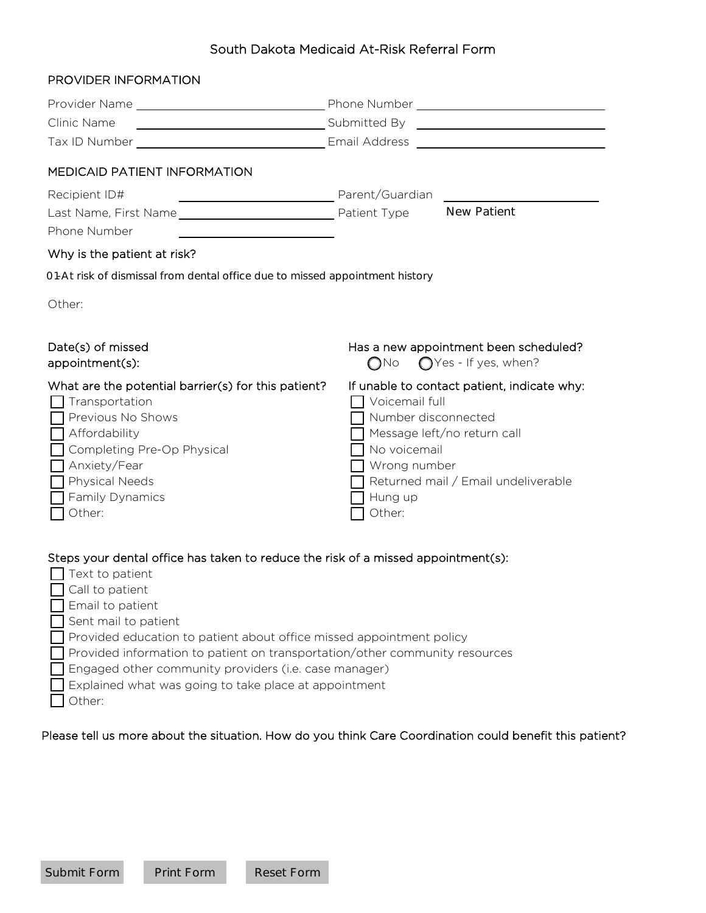# South Dakota Medicaid At-Risk Referral Form

## PROVIDER INFORMATION

Provider Name ______________________ Phone Number ______________________

Clinic Name ______________________ Submitted By ______________________

Tax ID Number ______________________ Email Address ______________________

## MEDICAID PATIENT INFORMATION

Recipient ID# ______________________ Parent/Guardian ______________________

Last Name, First Name ______________________ Patient Type New Patient

Phone Number ______________________

**Why is the patient at risk?**

01-At risk of dismissal from dental office due to missed appointment history

Other:

Date(s) of missed appointment(s):

Has a new appointment been scheduled?
- ◯ No
- ◯ Yes - If yes, when?

What are the potential barrier(s) for this patient?
- ☐ Transportation
- ☐ Previous No Shows
- ☐ Affordability
- ☐ Completing Pre-Op Physical
- ☐ Anxiety/Fear
- ☐ Physical Needs
- ☐ Family Dynamics
- ☐ Other:

If unable to contact patient, indicate why:
- ☐ Voicemail full
- ☐ Number disconnected
- ☐ Message left/no return call
- ☐ No voicemail
- ☐ Wrong number
- ☐ Returned mail / Email undeliverable
- ☐ Hung up
- ☐ Other:

Steps your dental office has taken to reduce the risk of a missed appointment(s):
- ☐ Text to patient
- ☐ Call to patient
- ☐ Email to patient
- ☐ Sent mail to patient
- ☐ Provided education to patient about office missed appointment policy
- ☐ Provided information to patient on transportation/other community resources
- ☐ Engaged other community providers (i.e. case manager)
- ☐ Explained what was going to take place at appointment
- ☐ Other:

Please tell us more about the situation. How do you think Care Coordination could benefit this patient?

Submit Form | Print Form | Reset Form